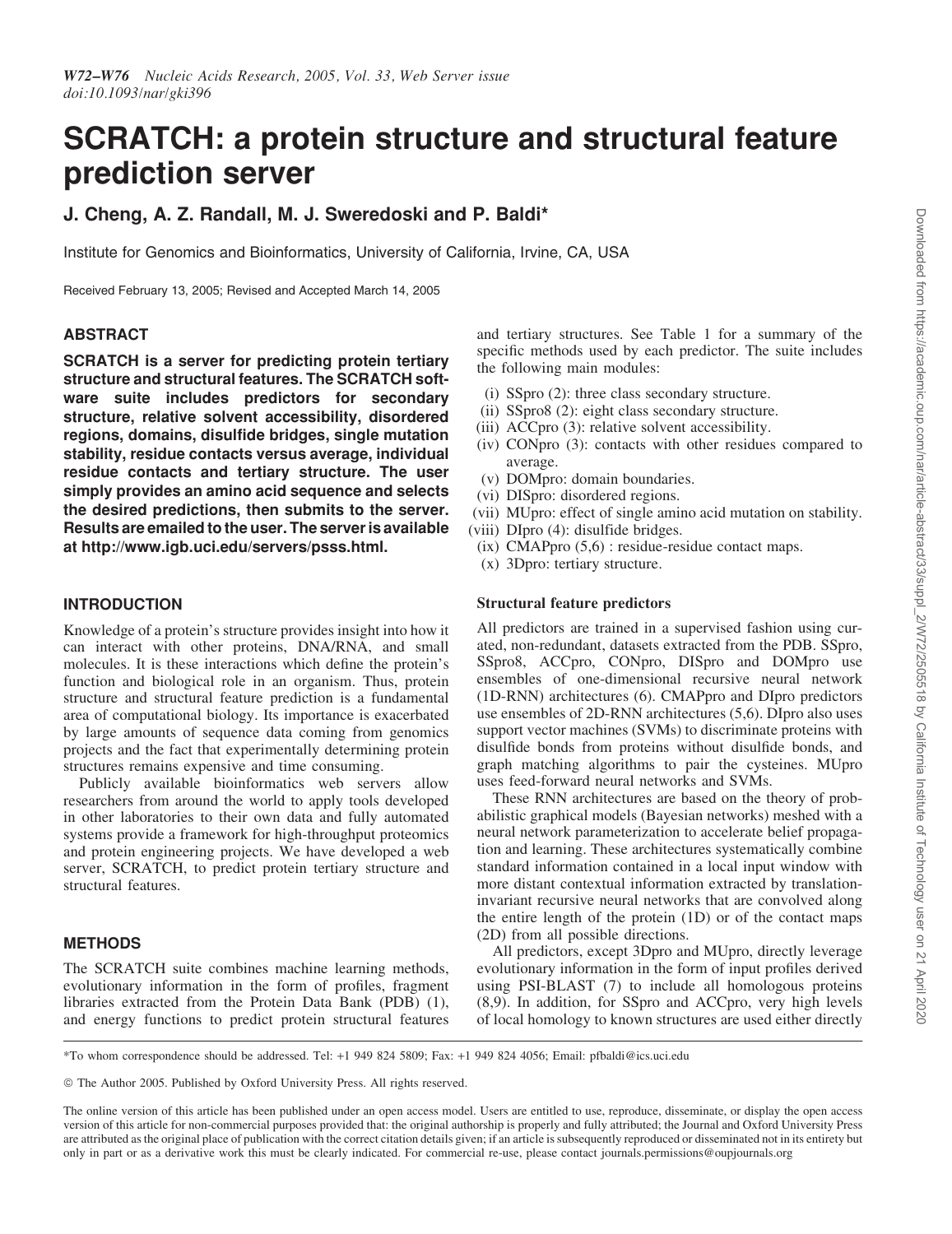# SCRATCH: a protein structure and structural feature prediction server

**J. Cheng, A. Z. Randall, M. J. Sweredoski and P. Baldi***

Institute for Genomics and Bioinformatics, University of California, Irvine, CA, USA

Received February 13, 2005; Revised and Accepted March 14, 2005

## ABSTRACT

**SCRATCH is a server for predicting protein tertiary structure and structural features. The SCRATCH software suite includes predictors for secondary structure, relative solvent accessibility, disordered regions, domains, disulfide bridges, single mutation stability, residue contacts versus average, individual residue contacts and tertiary structure. The user simply provides an amino acid sequence and selects the desired predictions, then submits to the server. Results are emailed to the user. The server is available at http://www.igb.uci.edu/servers/psss.html.**

## INTRODUCTION

Knowledge of a protein's structure provides insight into how it can interact with other proteins, DNA/RNA, and small molecules. It is these interactions which define the protein's function and biological role in an organism. Thus, protein structure and structural feature prediction is a fundamental area of computational biology. Its importance is exacerbated by large amounts of sequence data coming from genomics projects and the fact that experimentally determining protein structures remains expensive and time consuming.

Publicly available bioinformatics web servers allow researchers from around the world to apply tools developed in other laboratories to their own data and fully automated systems provide a framework for high-throughput proteomics and protein engineering projects. We have developed a web server, SCRATCH, to predict protein tertiary structure and structural features.

## METHODS

The SCRATCH suite combines machine learning methods, evolutionary information in the form of profiles, fragment libraries extracted from the Protein Data Bank (PDB) (1), and energy functions to predict protein structural features and tertiary structures. See Table 1 for a summary of the specific methods used by each predictor. The suite includes the following main modules:

- (i) SSpro (2): three class secondary structure.
- (ii) SSpro8 (2): eight class secondary structure.
- (iii) ACCpro (3): relative solvent accessibility.
- (iv) CONpro (3): contacts with other residues compared to average.
- (v) DOMpro: domain boundaries.
- (vi) DISpro: disordered regions.
- (vii) MUpro: effect of single amino acid mutation on stability.
- (viii) DIpro (4): disulfide bridges.
- (ix) CMAPpro (5,6) : residue-residue contact maps.
- (x) 3Dpro: tertiary structure.

### Structural feature predictors

All predictors are trained in a supervised fashion using curated, non-redundant, datasets extracted from the PDB. SSpro, SSpro8, ACCpro, CONpro, DISpro and DOMpro use ensembles of one-dimensional recursive neural network (1D-RNN) architectures (6). CMAPpro and DIpro predictors use ensembles of 2D-RNN architectures (5,6). DIpro also uses support vector machines (SVMs) to discriminate proteins with disulfide bonds from proteins without disulfide bonds, and graph matching algorithms to pair the cysteines. MUpro uses feed-forward neural networks and SVMs.

These RNN architectures are based on the theory of probabilistic graphical models (Bayesian networks) meshed with a neural network parameterization to accelerate belief propagation and learning. These architectures systematically combine standard information contained in a local input window with more distant contextual information extracted by translation-invariant recursive neural networks that are convolved along the entire length of the protein (1D) or of the contact maps (2D) from all possible directions.

All predictors, except 3Dpro and MUpro, directly leverage evolutionary information in the form of input profiles derived using PSI-BLAST (7) to include all homologous proteins (8,9). In addition, for SSpro and ACCpro, very high levels of local homology to known structures are used either directly

*To whom correspondence should be addressed. Tel: +1 949 824 5809; Fax: +1 949 824 4056; Email: pfbaldi@ics.uci.edu

© The Author 2005. Published by Oxford University Press. All rights reserved.

The online version of this article has been published under an open access model. Users are entitled to use, reproduce, disseminate, or display the open access version of this article for non-commercial purposes provided that: the original authorship is properly and fully attributed; the Journal and Oxford University Press are attributed as the original place of publication with the correct citation details given; if an article is subsequently reproduced or disseminated not in its entirety but only in part or as a derivative work this must be clearly indicated. For commercial re-use, please contact journals.permissions@oupjournals.org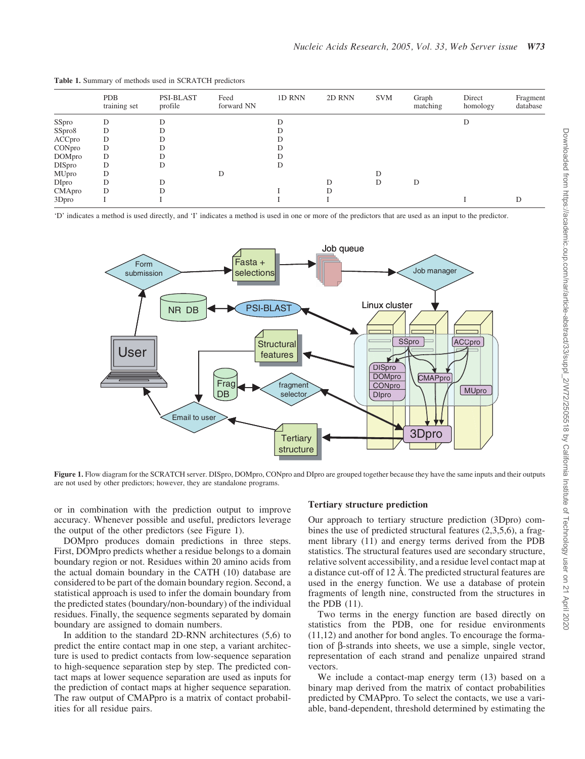**Table 1.** Summary of methods used in SCRATCH predictors

| | PDB training set | PSI-BLAST profile | Feed forward NN | 1D RNN | 2D RNN | SVM | Graph matching | Direct homology | Fragment database |
|---|---|---|---|---|---|---|---|---|---|
| SSpro | D | D | | D | | | | D | |
| SSpro8 | D | D | | D | | | | | |
| ACCpro | D | D | | D | | | | | |
| CONpro | D | D | | D | | | | | |
| DOMpro | D | D | | D | | | | | |
| DISpro | D | D | | D | | | | | |
| MUpro | D | | D | | | D | | | |
| DIpro | D | D | | | D | D | D | | |
| CMApro | D | D | | I | D | | | | |
| 3Dpro | I | I | | I | I | | | I | D |

'D' indicates a method is used directly, and 'I' indicates a method is used in one or more of the predictors that are used as an input to the predictor.

**Figure 1.** Flow diagram for the SCRATCH server. DISpro, DOMpro, CONpro and DIpro are grouped together because they have the same inputs and their outputs are not used by other predictors; however, they are standalone programs.

or in combination with the prediction output to improve accuracy. Whenever possible and useful, predictors leverage the output of the other predictors (see Figure 1).

DOMpro produces domain predictions in three steps. First, DOMpro predicts whether a residue belongs to a domain boundary region or not. Residues within 20 amino acids from the actual domain boundary in the CATH (10) database are considered to be part of the domain boundary region. Second, a statistical approach is used to infer the domain boundary from the predicted states (boundary/non-boundary) of the individual residues. Finally, the sequence segments separated by domain boundary are assigned to domain numbers.

In addition to the standard 2D-RNN architectures (5,6) to predict the entire contact map in one step, a variant architecture is used to predict contacts from low-sequence separation to high-sequence separation step by step. The predicted contact maps at lower sequence separation are used as inputs for the prediction of contact maps at higher sequence separation. The raw output of CMApro is a matrix of contact probabilities for all residue pairs.

## Tertiary structure prediction

Our approach to tertiary structure prediction (3Dpro) combines the use of predicted structural features (2,3,5,6), a fragment library (11) and energy terms derived from the PDB statistics. The structural features used are secondary structure, relative solvent accessibility, and a residue level contact map at a distance cut-off of 12 Å. The predicted structural features are used in the energy function. We use a database of protein fragments of length nine, constructed from the structures in the PDB (11).

Two terms in the energy function are based directly on statistics from the PDB, one for residue environments (11,12) and another for bond angles. To encourage the formation of β-strands into sheets, we use a simple, single vector, representation of each strand and penalize unpaired strand vectors.

We include a contact-map energy term (13) based on a binary map derived from the matrix of contact probabilities predicted by CMApro. To select the contacts, we use a variable, band-dependent, threshold determined by estimating the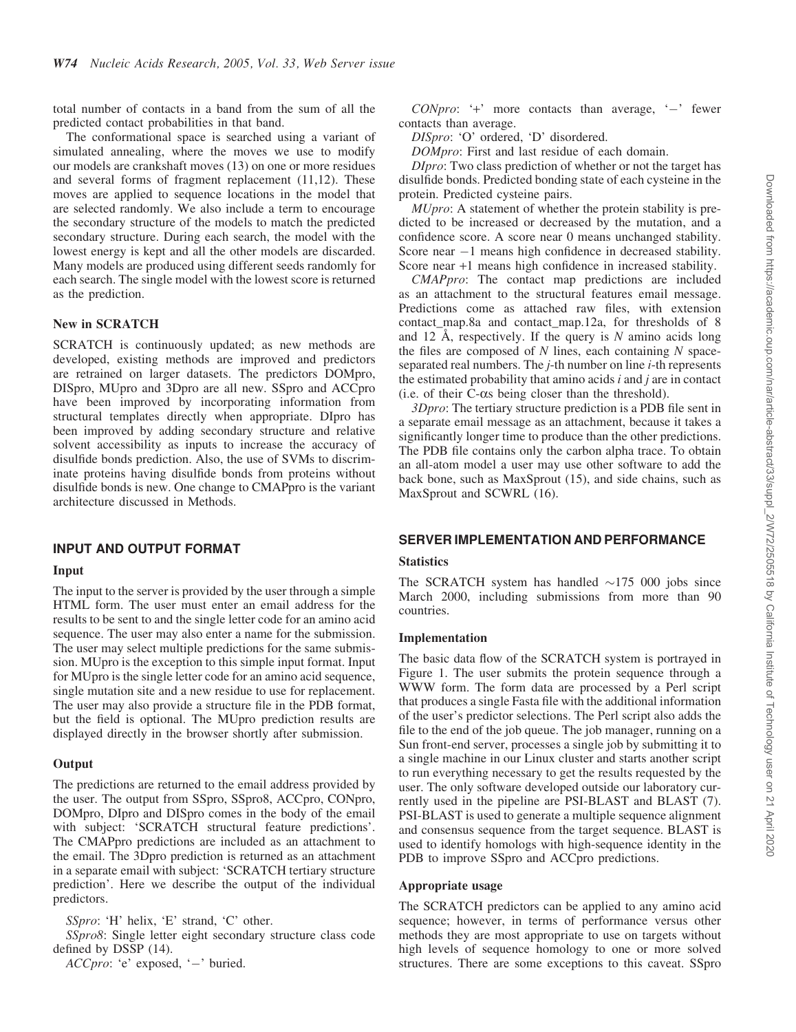total number of contacts in a band from the sum of all the predicted contact probabilities in that band.

The conformational space is searched using a variant of simulated annealing, where the moves we use to modify our models are crankshaft moves (13) on one or more residues and several forms of fragment replacement (11,12). These moves are applied to sequence locations in the model that are selected randomly. We also include a term to encourage the secondary structure of the models to match the predicted secondary structure. During each search, the model with the lowest energy is kept and all the other models are discarded. Many models are produced using different seeds randomly for each search. The single model with the lowest score is returned as the prediction.

### New in SCRATCH

SCRATCH is continuously updated; as new methods are developed, existing methods are improved and predictors are retrained on larger datasets. The predictors DOMpro, DISpro, MUpro and 3Dpro are all new. SSpro and ACCpro have been improved by incorporating information from structural templates directly when appropriate. DIpro has been improved by adding secondary structure and relative solvent accessibility as inputs to increase the accuracy of disulfide bonds prediction. Also, the use of SVMs to discriminate proteins having disulfide bonds from proteins without disulfide bonds is new. One change to CMAPpro is the variant architecture discussed in Methods.

## INPUT AND OUTPUT FORMAT

### Input

The input to the server is provided by the user through a simple HTML form. The user must enter an email address for the results to be sent to and the single letter code for an amino acid sequence. The user may also enter a name for the submission. The user may select multiple predictions for the same submission. MUpro is the exception to this simple input format. Input for MUpro is the single letter code for an amino acid sequence, single mutation site and a new residue to use for replacement. The user may also provide a structure file in the PDB format, but the field is optional. The MUpro prediction results are displayed directly in the browser shortly after submission.

### Output

The predictions are returned to the email address provided by the user. The output from SSpro, SSpro8, ACCpro, CONpro, DOMpro, DIpro and DISpro comes in the body of the email with subject: 'SCRATCH structural feature predictions'. The CMAPpro predictions are included as an attachment to the email. The 3Dpro prediction is returned as an attachment in a separate email with subject: 'SCRATCH tertiary structure prediction'. Here we describe the output of the individual predictors.

*SSpro*: 'H' helix, 'E' strand, 'C' other.

*SSpro8*: Single letter eight secondary structure class code defined by DSSP (14).

*ACCpro*: 'e' exposed, '−' buried.

*CONpro*: '+' more contacts than average, '−' fewer contacts than average.

*DISpro*: 'O' ordered, 'D' disordered.

*DOMpro*: First and last residue of each domain.

*DIpro*: Two class prediction of whether or not the target has disulfide bonds. Predicted bonding state of each cysteine in the protein. Predicted cysteine pairs.

*MUpro*: A statement of whether the protein stability is predicted to be increased or decreased by the mutation, and a confidence score. A score near 0 means unchanged stability. Score near −1 means high confidence in decreased stability. Score near +1 means high confidence in increased stability.

*CMAPpro*: The contact map predictions are included as an attachment to the structural features email message. Predictions come as attached raw files, with extension contact_map.8a and contact_map.12a, for thresholds of 8 and 12 Å, respectively. If the query is $N$ amino acids long the files are composed of $N$ lines, each containing $N$ space-separated real numbers. The $j$-th number on line $i$-th represents the estimated probability that amino acids $i$ and $j$ are in contact (i.e. of their C-$\alpha$s being closer than the threshold).

*3Dpro*: The tertiary structure prediction is a PDB file sent in a separate email message as an attachment, because it takes a significantly longer time to produce than the other predictions. The PDB file contains only the carbon alpha trace. To obtain an all-atom model a user may use other software to add the back bone, such as MaxSprout (15), and side chains, such as MaxSprout and SCWRL (16).

## SERVER IMPLEMENTATION AND PERFORMANCE

### Statistics

The SCRATCH system has handled ~175 000 jobs since March 2000, including submissions from more than 90 countries.

### Implementation

The basic data flow of the SCRATCH system is portrayed in Figure 1. The user submits the protein sequence through a WWW form. The form data are processed by a Perl script that produces a single Fasta file with the additional information of the user's predictor selections. The Perl script also adds the file to the end of the job queue. The job manager, running on a Sun front-end server, processes a single job by submitting it to a single machine in our Linux cluster and starts another script to run everything necessary to get the results requested by the user. The only software developed outside our laboratory currently used in the pipeline are PSI-BLAST and BLAST (7). PSI-BLAST is used to generate a multiple sequence alignment and consensus sequence from the target sequence. BLAST is used to identify homologs with high-sequence identity in the PDB to improve SSpro and ACCpro predictions.

### Appropriate usage

The SCRATCH predictors can be applied to any amino acid sequence; however, in terms of performance versus other methods they are most appropriate to use on targets without high levels of sequence homology to one or more solved structures. There are some exceptions to this caveat. SSpro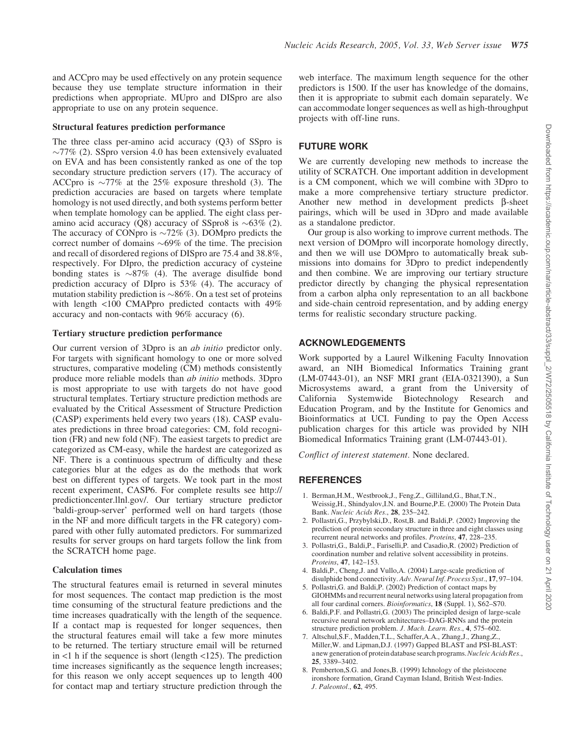and ACCpro may be used effectively on any protein sequence because they use template structure information in their predictions when appropriate. MUpro and DISpro are also appropriate to use on any protein sequence.

### Structural features prediction performance

The three class per-amino acid accuracy (Q3) of SSpro is ∼77% (2). SSpro version 4.0 has been extensively evaluated on EVA and has been consistently ranked as one of the top secondary structure prediction servers (17). The accuracy of ACCpro is ∼77% at the 25% exposure threshold (3). The prediction accuracies are based on targets where template homology is not used directly, and both systems perform better when template homology can be applied. The eight class per-amino acid accuracy (Q8) accuracy of SSpro8 is ∼63% (2). The accuracy of CONpro is ∼72% (3). DOMpro predicts the correct number of domains ∼69% of the time. The precision and recall of disordered regions of DISpro are 75.4 and 38.8%, respectively. For DIpro, the prediction accuracy of cysteine bonding states is ∼87% (4). The average disulfide bond prediction accuracy of DIpro is 53% (4). The accuracy of mutation stability prediction is ∼86%. On a test set of proteins with length <100 CMAPpro predicted contacts with 49% accuracy and non-contacts with 96% accuracy (6).

### Tertiary structure prediction performance

Our current version of 3Dpro is an *ab initio* predictor only. For targets with significant homology to one or more solved structures, comparative modeling (CM) methods consistently produce more reliable models than *ab initio* methods. 3Dpro is most appropriate to use with targets do not have good structural templates. Tertiary structure prediction methods are evaluated by the Critical Assessment of Structure Prediction (CASP) experiments held every two years (18). CASP evaluates predictions in three broad categories: CM, fold recognition (FR) and new fold (NF). The easiest targets to predict are categorized as CM-easy, while the hardest are categorized as NF. There is a continuous spectrum of difficulty and these categories blur at the edges as do the methods that work best on different types of targets. We took part in the most recent experiment, CASP6. For complete results see http://predictioncenter.llnl.gov/. Our tertiary structure predictor 'baldi-group-server' performed well on hard targets (those in the NF and more difficult targets in the FR category) compared with other fully automated predictors. For summarized results for server groups on hard targets follow the link from the SCRATCH home page.

### Calculation times

The structural features email is returned in several minutes for most sequences. The contact map prediction is the most time consuming of the structural feature predictions and the time increases quadratically with the length of the sequence. If a contact map is requested for longer sequences, then the structural features email will take a few more minutes to be returned. The tertiary structure email will be returned in <1 h if the sequence is short (length <125). The prediction time increases significantly as the sequence length increases; for this reason we only accept sequences up to length 400 for contact map and tertiary structure prediction through the web interface. The maximum length sequence for the other predictors is 1500. If the user has knowledge of the domains, then it is appropriate to submit each domain separately. We can accommodate longer sequences as well as high-throughput projects with off-line runs.

## FUTURE WORK

We are currently developing new methods to increase the utility of SCRATCH. One important addition in development is a CM component, which we will combine with 3Dpro to make a more comprehensive tertiary structure predictor. Another new method in development predicts β-sheet pairings, which will be used in 3Dpro and made available as a standalone predictor.

Our group is also working to improve current methods. The next version of DOMpro will incorporate homology directly, and then we will use DOMpro to automatically break submissions into domains for 3Dpro to predict independently and then combine. We are improving our tertiary structure predictor directly by changing the physical representation from a carbon alpha only representation to an all backbone and side-chain centroid representation, and by adding energy terms for realistic secondary structure packing.

## ACKNOWLEDGEMENTS

Work supported by a Laurel Wilkening Faculty Innovation award, an NIH Biomedical Informatics Training grant (LM-07443-01), an NSF MRI grant (EIA-0321390), a Sun Microsystems award, a grant from the University of California Systemwide Biotechnology Research and Education Program, and by the Institute for Genomics and Bioinformatics at UCI. Funding to pay the Open Access publication charges for this article was provided by NIH Biomedical Informatics Training grant (LM-07443-01).

*Conflict of interest statement*. None declared.

## REFERENCES

1. Berman,H.M., Westbrook,J., Feng,Z., Gilliland,G., Bhat,T.N., Weissig,H., Shindyalov,I.N. and Bourne,P.E. (2000) The Protein Data Bank. *Nucleic Acids Res*., **28**, 235–242.
2. Pollastri,G., Przybylski,D., Rost,B. and Baldi,P. (2002) Improving the prediction of protein secondary structure in three and eight classes using recurrent neural networks and profiles. *Proteins*, **47**, 228–235.
3. Pollastri,G., Baldi,P., Fariselli,P. and Casadio,R. (2002) Prediction of coordination number and relative solvent accessibility in proteins. *Proteins*, **47**, 142–153.
4. Baldi,P., Cheng,J. and Vullo,A. (2004) Large-scale prediction of disulphide bond connectivity. *Adv. Neural Inf. Process Syst*., **17**, 97–104.
5. Pollastri,G. and Baldi,P. (2002) Prediction of contact maps by GIOHMMs and recurrent neural networks using lateral propagation from all four cardinal corners. *Bioinformatics*, **18** (Suppl. 1), S62–S70.
6. Baldi,P.F. and Pollastri,G. (2003) The principled design of large-scale recursive neural network architectures–DAG-RNNs and the protein structure prediction problem. *J. Mach. Learn. Res*., **4**, 575–602.
7. Altschul,S.F., Madden,T.L., Schaffer,A.A., Zhang,J., Zhang,Z., Miller,W. and Lipman,D.J. (1997) Gapped BLAST and PSI-BLAST: a new generation of protein database search programs. *Nucleic Acids Res*., **25**, 3389–3402.
8. Pemberton,S.G. and Jones,B. (1999) Ichnology of the pleistocene ironshore formation, Grand Cayman Island, British West-Indies. *J. Paleontol*., **62**, 495.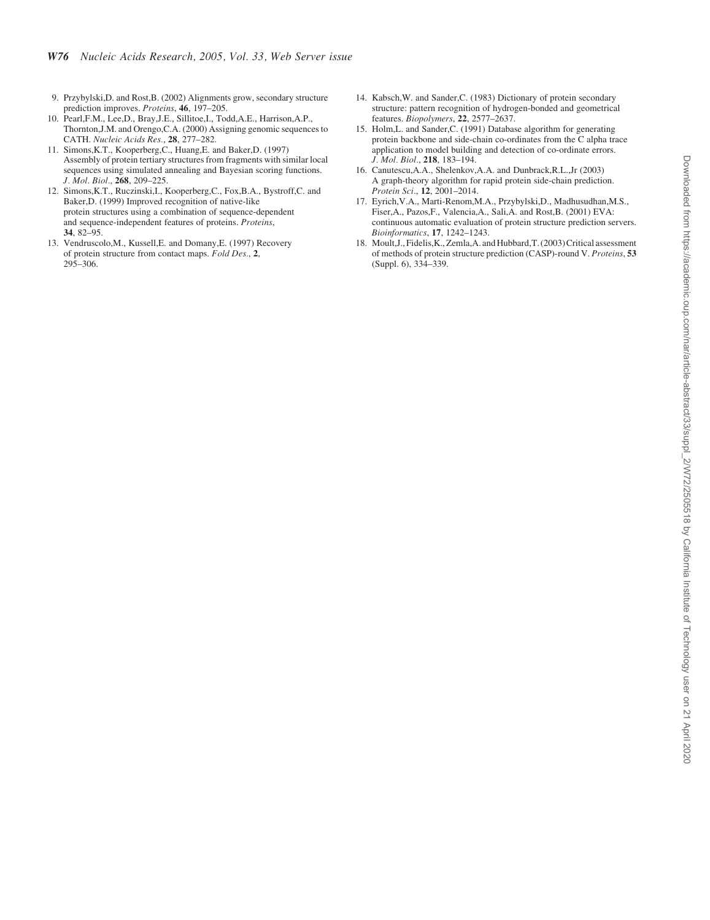9. Przybylski,D. and Rost,B. (2002) Alignments grow, secondary structure prediction improves. *Proteins*, **46**, 197–205.
10. Pearl,F.M., Lee,D., Bray,J.E., Sillitoe,I., Todd,A.E., Harrison,A.P., Thornton,J.M. and Orengo,C.A. (2000) Assigning genomic sequences to CATH. *Nucleic Acids Res.*, **28**, 277–282.
11. Simons,K.T., Kooperberg,C., Huang,E. and Baker,D. (1997) Assembly of protein tertiary structures from fragments with similar local sequences using simulated annealing and Bayesian scoring functions. *J. Mol. Biol.*, **268**, 209–225.
12. Simons,K.T., Ruczinski,I., Kooperberg,C., Fox,B.A., Bystroff,C. and Baker,D. (1999) Improved recognition of native-like protein structures using a combination of sequence-dependent and sequence-independent features of proteins. *Proteins*, **34**, 82–95.
13. Vendruscolo,M., Kussell,E. and Domany,E. (1997) Recovery of protein structure from contact maps. *Fold Des.*, **2**, 295–306.
14. Kabsch,W. and Sander,C. (1983) Dictionary of protein secondary structure: pattern recognition of hydrogen-bonded and geometrical features. *Biopolymers*, **22**, 2577–2637.
15. Holm,L. and Sander,C. (1991) Database algorithm for generating protein backbone and side-chain co-ordinates from the C alpha trace application to model building and detection of co-ordinate errors. *J. Mol. Biol.*, **218**, 183–194.
16. Canutescu,A.A., Shelenkov,A.A. and Dunbrack,R.L.,Jr (2003) A graph-theory algorithm for rapid protein side-chain prediction. *Protein Sci.*, **12**, 2001–2014.
17. Eyrich,V.A., Marti-Renom,M.A., Przybylski,D., Madhusudhan,M.S., Fiser,A., Pazos,F., Valencia,A., Sali,A. and Rost,B. (2001) EVA: continuous automatic evaluation of protein structure prediction servers. *Bioinformatics*, **17**, 1242–1243.
18. Moult,J., Fidelis,K., Zemla,A. and Hubbard,T. (2003) Critical assessment of methods of protein structure prediction (CASP)-round V. *Proteins*, **53** (Suppl. 6), 334–339.